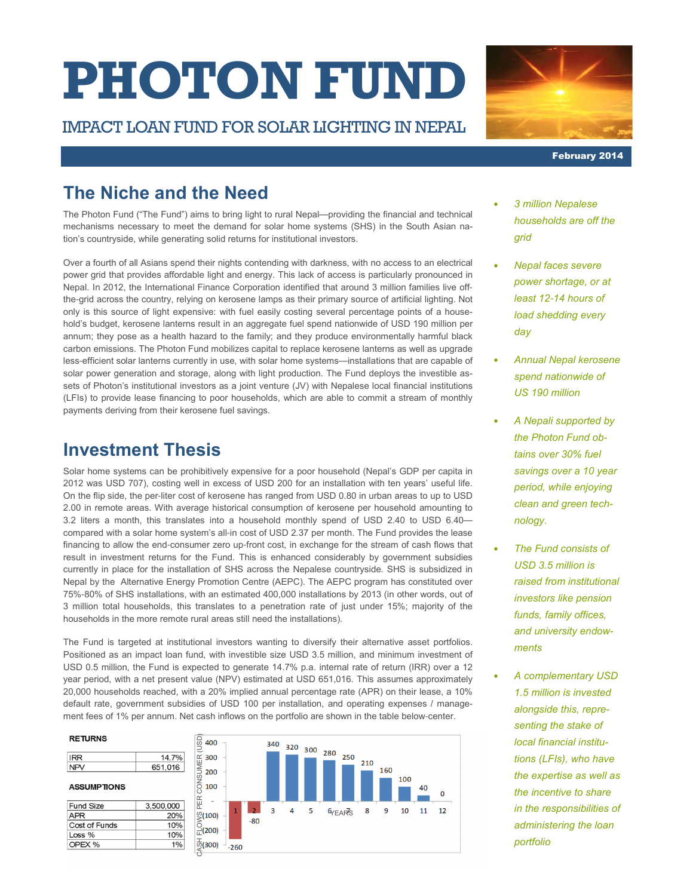# PHOTON FUND

IMPACT LOAN FUND FOR SOLAR LIGHTING IN NEPAL

**February 2014**

## The Niche and the Need

The Photon Fund ("The Fund") aims to bring light to rural Nepal—providing the financial and technical mechanisms necessary to meet the demand for solar home systems (SHS) in the South Asian nation's countryside, while generating solid returns for institutional investors.

Over a fourth of all Asians spend their nights contending with darkness, with no access to an electrical power grid that provides affordable light and energy. This lack of access is particularly pronounced in Nepal. In 2012, the International Finance Corporation identified that around 3 million families live off-the-grid across the country, relying on kerosene lamps as their primary source of artificial lighting. Not only is this source of light expensive: with fuel easily costing several percentage points of a household's budget, kerosene lanterns result in an aggregate fuel spend nationwide of USD 190 million per annum; they pose as a health hazard to the family; and they produce environmentally harmful black carbon emissions. The Photon Fund mobilizes capital to replace kerosene lanterns as well as upgrade less-efficient solar lanterns currently in use, with solar home systems—installations that are capable of solar power generation and storage, along with light production. The Fund deploys the investible assets of Photon's institutional investors as a joint venture (JV) with Nepalese local financial institutions (LFIs) to provide lease financing to poor households, which are able to commit a stream of monthly payments deriving from their kerosene fuel savings.

## Investment Thesis

Solar home systems can be prohibitively expensive for a poor household (Nepal's GDP per capita in 2012 was USD 707), costing well in excess of USD 200 for an installation with ten years' useful life. On the flip side, the per-liter cost of kerosene has ranged from USD 0.80 in urban areas to up to USD 2.00 in remote areas. With average historical consumption of kerosene per household amounting to 3.2 liters a month, this translates into a household monthly spend of USD 2.40 to USD 6.40—compared with a solar home system's all-in cost of USD 2.37 per month. The Fund provides the lease financing to allow the end-consumer zero up-front cost, in exchange for the stream of cash flows that result in investment returns for the Fund. This is enhanced considerably by government subsidies currently in place for the installation of SHS across the Nepalese countryside. SHS is subsidized in Nepal by the Alternative Energy Promotion Centre (AEPC). The AEPC program has constituted over 75%-80% of SHS installations, with an estimated 400,000 installations by 2013 (in other words, out of 3 million total households, this translates to a penetration rate of just under 15%; majority of the households in the more remote rural areas still need the installations).

The Fund is targeted at institutional investors wanting to diversify their alternative asset portfolios. Positioned as an impact loan fund, with investible size USD 3.5 million, and minimum investment of USD 0.5 million, the Fund is expected to generate 14.7% p.a. internal rate of return (IRR) over a 12 year period, with a net present value (NPV) estimated at USD 651,016. This assumes approximately 20,000 households reached, with a 20% implied annual percentage rate (APR) on their lease, a 10% default rate, government subsidies of USD 100 per installation, and operating expenses / management fees of 1% per annum. Net cash inflows on the portfolio are shown in the table below-center.

**RETURNS**

| | |
|---|---|
| IRR | 14.7% |
| NPV | 651,016 |

**ASSUMPTIONS**

| | |
|---|---|
| Fund Size | 3,500,000 |
| APR | 20% |
| Cost of Funds | 10% |
| Loss % | 10% |
| OPEX % | 1% |

| YEARS | 1 | 2 | 3 | 4 | 5 | 6 | 7 | 8 | 9 | 10 | 11 | 12 |
|---|---|---|---|---|---|---|---|---|---|---|---|---|
| CASH FLOWS PER CONSUMER (USD) | -260 | -80 | 340 | 320 | 300 | 280 | 250 | 210 | 160 | 100 | 40 | 0 |

- *3 million Nepalese households are off the grid*
- *Nepal faces severe power shortage, or at least 12-14 hours of load shedding every day*
- *Annual Nepal kerosene spend nationwide of US 190 million*
- *A Nepali supported by the Photon Fund obtains over 30% fuel savings over a 10 year period, while enjoying clean and green technology.*
- *The Fund consists of USD 3.5 million is raised from institutional investors like pension funds, family offices, and university endowments*
- *A complementary USD 1.5 million is invested alongside this, representing the stake of local financial institutions (LFIs), who have the expertise as well as the incentive to share in the responsibilities of administering the loan portfolio*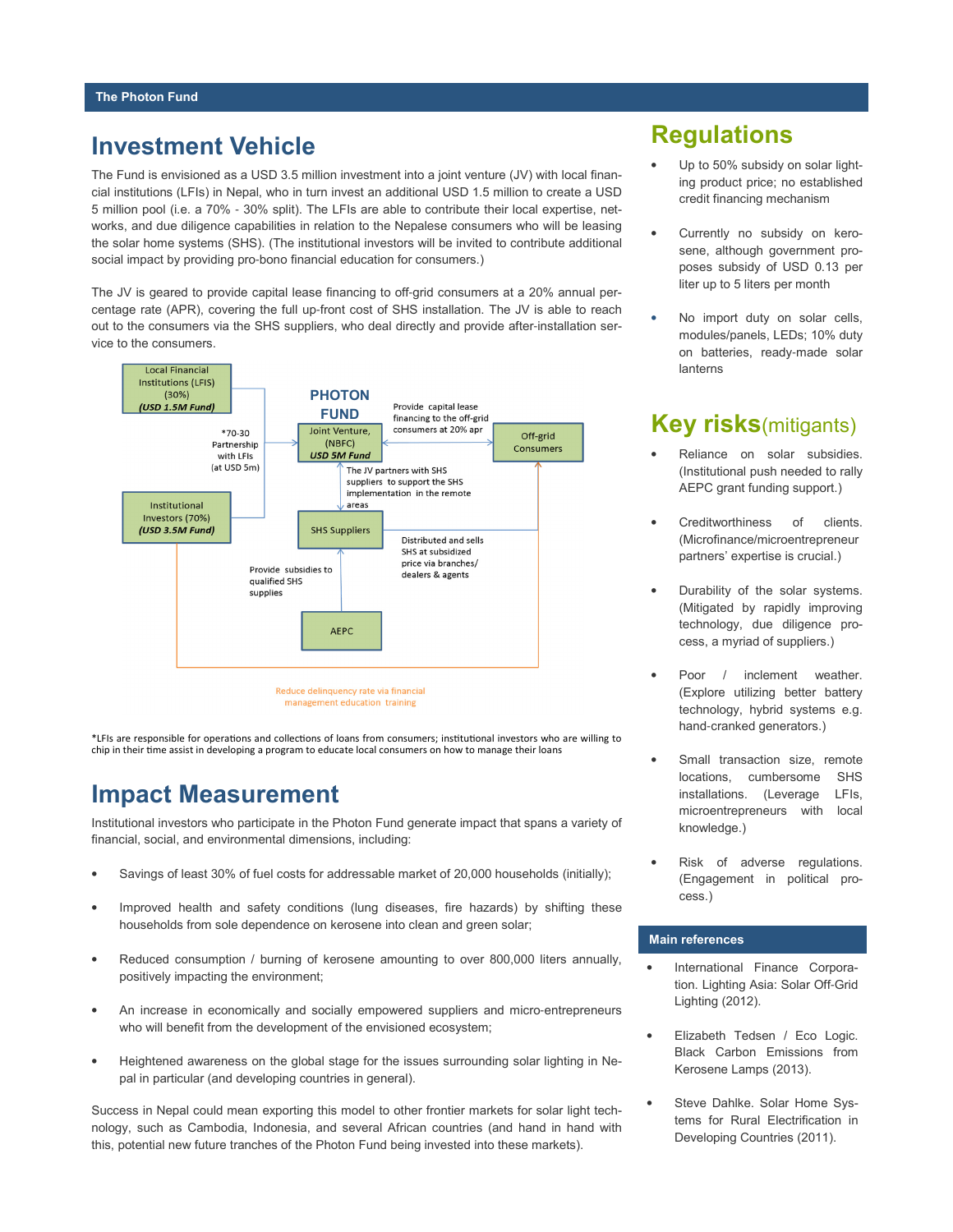## Investment Vehicle

The Fund is envisioned as a USD 3.5 million investment into a joint venture (JV) with local financial institutions (LFIs) in Nepal, who in turn invest an additional USD 1.5 million to create a USD 5 million pool (i.e. a 70% - 30% split). The LFIs are able to contribute their local expertise, networks, and due diligence capabilities in relation to the Nepalese consumers who will be leasing the solar home systems (SHS). (The institutional investors will be invited to contribute additional social impact by providing pro-bono financial education for consumers.)

The JV is geared to provide capital lease financing to off-grid consumers at a 20% annual percentage rate (APR), covering the full up-front cost of SHS installation. The JV is able to reach out to the consumers via the SHS suppliers, who deal directly and provide after-installation service to the consumers.

Local Financial Institutions (LFIS) (30%) (USD 1.5M Fund)

Institutional Investors (70%) (USD 3.5M Fund)

*70-30 Partnership with LFIs (at USD 5m)

PHOTON FUND

Joint Venture, (NBFC) USD 5M Fund

Provide capital lease financing to the off-grid consumers at 20% apr

Off-grid Consumers

The JV partners with SHS suppliers to support the SHS implementation in the remote areas

SHS Suppliers

Distributed and sells SHS at subsidized price via branches/ dealers & agents

Provide subsidies to qualified SHS supplies

AEPC

Reduce delinquency rate via financial management education training

*LFIs are responsible for operations and collections of loans from consumers; institutional investors who are willing to chip in their time assist in developing a program to educate local consumers on how to manage their loans

## Impact Measurement

Institutional investors who participate in the Photon Fund generate impact that spans a variety of financial, social, and environmental dimensions, including:

- Savings of least 30% of fuel costs for addressable market of 20,000 households (initially);
- Improved health and safety conditions (lung diseases, fire hazards) by shifting these households from sole dependence on kerosene into clean and green solar;
- Reduced consumption / burning of kerosene amounting to over 800,000 liters annually, positively impacting the environment;
- An increase in economically and socially empowered suppliers and micro-entrepreneurs who will benefit from the development of the envisioned ecosystem;
- Heightened awareness on the global stage for the issues surrounding solar lighting in Nepal in particular (and developing countries in general).

Success in Nepal could mean exporting this model to other frontier markets for solar light technology, such as Cambodia, Indonesia, and several African countries (and hand in hand with this, potential new future tranches of the Photon Fund being invested into these markets).

## Regulations

- Up to 50% subsidy on solar lighting product price; no established credit financing mechanism
- Currently no subsidy on kerosene, although government proposes subsidy of USD 0.13 per liter up to 5 liters per month
- No import duty on solar cells, modules/panels, LEDs; 10% duty on batteries, ready-made solar lanterns

## Key risks (mitigants)

- Reliance on solar subsidies. (Institutional push needed to rally AEPC grant funding support.)
- Creditworthiness of clients. (Microfinance/microentrepreneur partners' expertise is crucial.)
- Durability of the solar systems. (Mitigated by rapidly improving technology, due diligence process, a myriad of suppliers.)
- Poor / inclement weather. (Explore utilizing better battery technology, hybrid systems e.g. hand-cranked generators.)
- Small transaction size, remote locations, cumbersome SHS installations. (Leverage LFIs, microentrepreneurs with local knowledge.)
- Risk of adverse regulations. (Engagement in political process.)

### Main references

- International Finance Corporation. Lighting Asia: Solar Off-Grid Lighting (2012).
- Elizabeth Tedsen / Eco Logic. Black Carbon Emissions from Kerosene Lamps (2013).
- Steve Dahlke. Solar Home Systems for Rural Electrification in Developing Countries (2011).